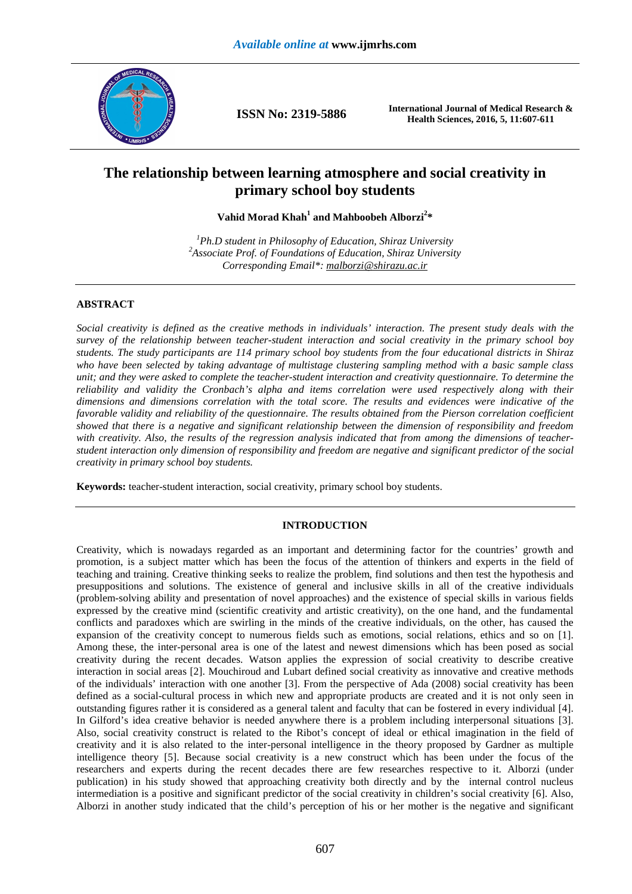# The relationship between learning atmosphere and social creativity in primary school boy students

**Vahid Morad Khah[1] and Mahboobeh Alborzi[2]***

*[1]Ph.D student in Philosophy of Education, Shiraz University*
*[2]Associate Prof. of Foundations of Education, Shiraz University*
*Corresponding Email*: malborzi@shirazu.ac.ir*

## ABSTRACT

*Social creativity is defined as the creative methods in individuals' interaction. The present study deals with the survey of the relationship between teacher-student interaction and social creativity in the primary school boy students. The study participants are 114 primary school boy students from the four educational districts in Shiraz who have been selected by taking advantage of multistage clustering sampling method with a basic sample class unit; and they were asked to complete the teacher-student interaction and creativity questionnaire. To determine the reliability and validity the Cronbach's alpha and items correlation were used respectively along with their dimensions and dimensions correlation with the total score. The results and evidences were indicative of the favorable validity and reliability of the questionnaire. The results obtained from the Pierson correlation coefficient showed that there is a negative and significant relationship between the dimension of responsibility and freedom with creativity. Also, the results of the regression analysis indicated that from among the dimensions of teacher-student interaction only dimension of responsibility and freedom are negative and significant predictor of the social creativity in primary school boy students.*

**Keywords:** teacher-student interaction, social creativity, primary school boy students.

## INTRODUCTION

Creativity, which is nowadays regarded as an important and determining factor for the countries' growth and promotion, is a subject matter which has been the focus of the attention of thinkers and experts in the field of teaching and training. Creative thinking seeks to realize the problem, find solutions and then test the hypothesis and presuppositions and solutions. The existence of general and inclusive skills in all of the creative individuals (problem-solving ability and presentation of novel approaches) and the existence of special skills in various fields expressed by the creative mind (scientific creativity and artistic creativity), on the one hand, and the fundamental conflicts and paradoxes which are swirling in the minds of the creative individuals, on the other, has caused the expansion of the creativity concept to numerous fields such as emotions, social relations, ethics and so on [1]. Among these, the inter-personal area is one of the latest and newest dimensions which has been posed as social creativity during the recent decades. Watson applies the expression of social creativity to describe creative interaction in social areas [2]. Mouchiroud and Lubart defined social creativity as innovative and creative methods of the individuals' interaction with one another [3]. From the perspective of Ada (2008) social creativity has been defined as a social-cultural process in which new and appropriate products are created and it is not only seen in outstanding figures rather it is considered as a general talent and faculty that can be fostered in every individual [4]. In Gilford's idea creative behavior is needed anywhere there is a problem including interpersonal situations [3]. Also, social creativity construct is related to the Ribot's concept of ideal or ethical imagination in the field of creativity and it is also related to the inter-personal intelligence in the theory proposed by Gardner as multiple intelligence theory [5]. Because social creativity is a new construct which has been under the focus of the researchers and experts during the recent decades there are few researches respective to it. Alborzi (under publication) in his study showed that approaching creativity both directly and by the internal control nucleus intermediation is a positive and significant predictor of the social creativity in children's social creativity [6]. Also, Alborzi in another study indicated that the child's perception of his or her mother is the negative and significant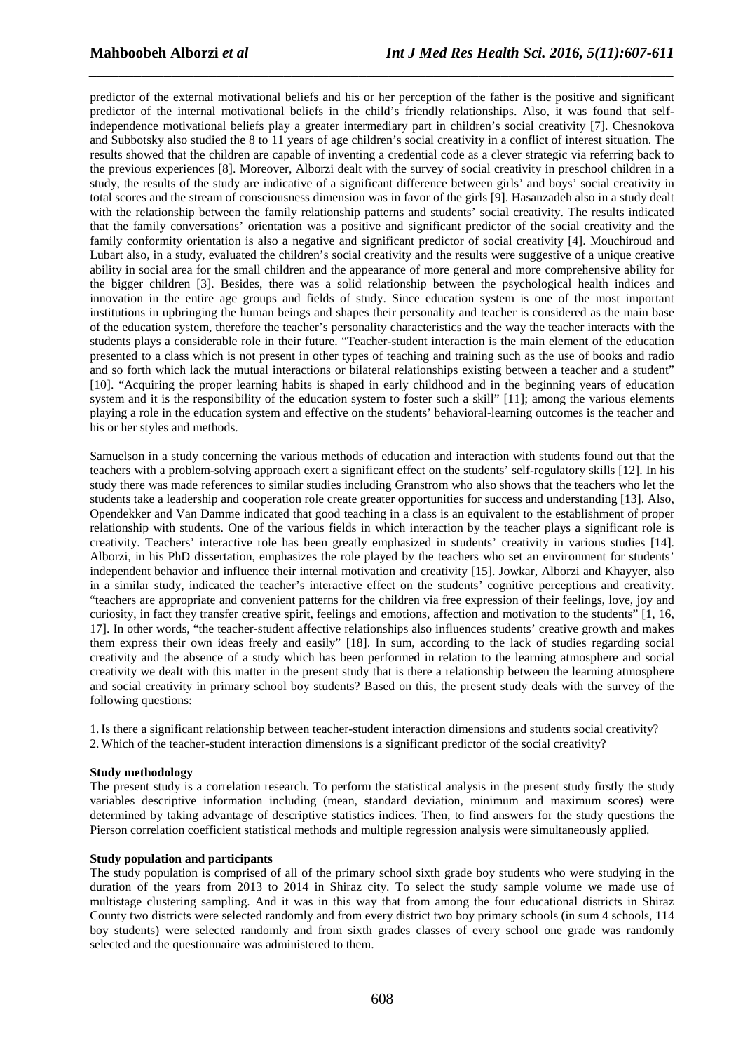predictor of the external motivational beliefs and his or her perception of the father is the positive and significant predictor of the internal motivational beliefs in the child's friendly relationships. Also, it was found that self-independence motivational beliefs play a greater intermediary part in children's social creativity [7]. Chesnokova and Subbotsky also studied the 8 to 11 years of age children's social creativity in a conflict of interest situation. The results showed that the children are capable of inventing a credential code as a clever strategic via referring back to the previous experiences [8]. Moreover, Alborzi dealt with the survey of social creativity in preschool children in a study, the results of the study are indicative of a significant difference between girls' and boys' social creativity in total scores and the stream of consciousness dimension was in favor of the girls [9]. Hasanzadeh also in a study dealt with the relationship between the family relationship patterns and students' social creativity. The results indicated that the family conversations' orientation was a positive and significant predictor of the social creativity and the family conformity orientation is also a negative and significant predictor of social creativity [4]. Mouchiroud and Lubart also, in a study, evaluated the children's social creativity and the results were suggestive of a unique creative ability in social area for the small children and the appearance of more general and more comprehensive ability for the bigger children [3]. Besides, there was a solid relationship between the psychological health indices and innovation in the entire age groups and fields of study. Since education system is one of the most important institutions in upbringing the human beings and shapes their personality and teacher is considered as the main base of the education system, therefore the teacher's personality characteristics and the way the teacher interacts with the students plays a considerable role in their future. "Teacher-student interaction is the main element of the education presented to a class which is not present in other types of teaching and training such as the use of books and radio and so forth which lack the mutual interactions or bilateral relationships existing between a teacher and a student" [10]. "Acquiring the proper learning habits is shaped in early childhood and in the beginning years of education system and it is the responsibility of the education system to foster such a skill" [11]; among the various elements playing a role in the education system and effective on the students' behavioral-learning outcomes is the teacher and his or her styles and methods.

Samuelson in a study concerning the various methods of education and interaction with students found out that the teachers with a problem-solving approach exert a significant effect on the students' self-regulatory skills [12]. In his study there was made references to similar studies including Granstrom who also shows that the teachers who let the students take a leadership and cooperation role create greater opportunities for success and understanding [13]. Also, Opendekker and Van Damme indicated that good teaching in a class is an equivalent to the establishment of proper relationship with students. One of the various fields in which interaction by the teacher plays a significant role is creativity. Teachers' interactive role has been greatly emphasized in students' creativity in various studies [14]. Alborzi, in his PhD dissertation, emphasizes the role played by the teachers who set an environment for students' independent behavior and influence their internal motivation and creativity [15]. Jowkar, Alborzi and Khayyer, also in a similar study, indicated the teacher's interactive effect on the students' cognitive perceptions and creativity. "teachers are appropriate and convenient patterns for the children via free expression of their feelings, love, joy and curiosity, in fact they transfer creative spirit, feelings and emotions, affection and motivation to the students" [1, 16, 17]. In other words, "the teacher-student affective relationships also influences students' creative growth and makes them express their own ideas freely and easily" [18]. In sum, according to the lack of studies regarding social creativity and the absence of a study which has been performed in relation to the learning atmosphere and social creativity we dealt with this matter in the present study that is there a relationship between the learning atmosphere and social creativity in primary school boy students? Based on this, the present study deals with the survey of the following questions:

1. Is there a significant relationship between teacher-student interaction dimensions and students social creativity?
2. Which of the teacher-student interaction dimensions is a significant predictor of the social creativity?

**Study methodology**

The present study is a correlation research. To perform the statistical analysis in the present study firstly the study variables descriptive information including (mean, standard deviation, minimum and maximum scores) were determined by taking advantage of descriptive statistics indices. Then, to find answers for the study questions the Pierson correlation coefficient statistical methods and multiple regression analysis were simultaneously applied.

**Study population and participants**

The study population is comprised of all of the primary school sixth grade boy students who were studying in the duration of the years from 2013 to 2014 in Shiraz city. To select the study sample volume we made use of multistage clustering sampling. And it was in this way that from among the four educational districts in Shiraz County two districts were selected randomly and from every district two boy primary schools (in sum 4 schools, 114 boy students) were selected randomly and from sixth grades classes of every school one grade was randomly selected and the questionnaire was administered to them.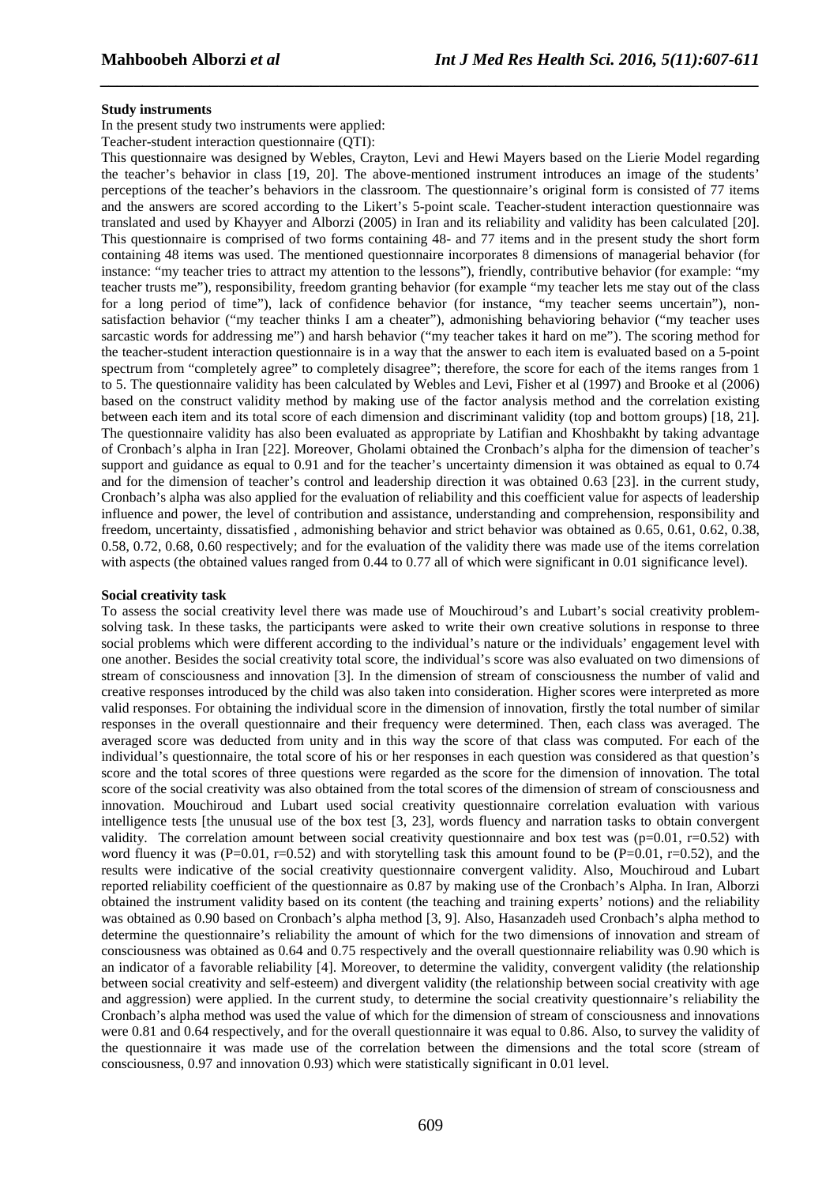**Study instruments**

In the present study two instruments were applied:

Teacher-student interaction questionnaire (QTI):

This questionnaire was designed by Webles, Crayton, Levi and Hewi Mayers based on the Lierie Model regarding the teacher's behavior in class [19, 20]. The above-mentioned instrument introduces an image of the students' perceptions of the teacher's behaviors in the classroom. The questionnaire's original form is consisted of 77 items and the answers are scored according to the Likert's 5-point scale. Teacher-student interaction questionnaire was translated and used by Khayyer and Alborzi (2005) in Iran and its reliability and validity has been calculated [20]. This questionnaire is comprised of two forms containing 48- and 77 items and in the present study the short form containing 48 items was used. The mentioned questionnaire incorporates 8 dimensions of managerial behavior (for instance: "my teacher tries to attract my attention to the lessons"), friendly, contributive behavior (for example: "my teacher trusts me"), responsibility, freedom granting behavior (for example "my teacher lets me stay out of the class for a long period of time"), lack of confidence behavior (for instance, "my teacher seems uncertain"), non-satisfaction behavior ("my teacher thinks I am a cheater"), admonishing behavioring behavior ("my teacher uses sarcastic words for addressing me") and harsh behavior ("my teacher takes it hard on me"). The scoring method for the teacher-student interaction questionnaire is in a way that the answer to each item is evaluated based on a 5-point spectrum from "completely agree" to completely disagree"; therefore, the score for each of the items ranges from 1 to 5. The questionnaire validity has been calculated by Webles and Levi, Fisher et al (1997) and Brooke et al (2006) based on the construct validity method by making use of the factor analysis method and the correlation existing between each item and its total score of each dimension and discriminant validity (top and bottom groups) [18, 21]. The questionnaire validity has also been evaluated as appropriate by Latifian and Khoshbakht by taking advantage of Cronbach's alpha in Iran [22]. Moreover, Gholami obtained the Cronbach's alpha for the dimension of teacher's support and guidance as equal to 0.91 and for the teacher's uncertainty dimension it was obtained as equal to 0.74 and for the dimension of teacher's control and leadership direction it was obtained 0.63 [23]. in the current study, Cronbach's alpha was also applied for the evaluation of reliability and this coefficient value for aspects of leadership influence and power, the level of contribution and assistance, understanding and comprehension, responsibility and freedom, uncertainty, dissatisfied , admonishing behavior and strict behavior was obtained as 0.65, 0.61, 0.62, 0.38, 0.58, 0.72, 0.68, 0.60 respectively; and for the evaluation of the validity there was made use of the items correlation with aspects (the obtained values ranged from 0.44 to 0.77 all of which were significant in 0.01 significance level).

**Social creativity task**

To assess the social creativity level there was made use of Mouchiroud's and Lubart's social creativity problem-solving task. In these tasks, the participants were asked to write their own creative solutions in response to three social problems which were different according to the individual's nature or the individuals' engagement level with one another. Besides the social creativity total score, the individual's score was also evaluated on two dimensions of stream of consciousness and innovation [3]. In the dimension of stream of consciousness the number of valid and creative responses introduced by the child was also taken into consideration. Higher scores were interpreted as more valid responses. For obtaining the individual score in the dimension of innovation, firstly the total number of similar responses in the overall questionnaire and their frequency were determined. Then, each class was averaged. The averaged score was deducted from unity and in this way the score of that class was computed. For each of the individual's questionnaire, the total score of his or her responses in each question was considered as that question's score and the total scores of three questions were regarded as the score for the dimension of innovation. The total score of the social creativity was also obtained from the total scores of the dimension of stream of consciousness and innovation. Mouchiroud and Lubart used social creativity questionnaire correlation evaluation with various intelligence tests [the unusual use of the box test [3, 23], words fluency and narration tasks to obtain convergent validity. The correlation amount between social creativity questionnaire and box test was ($p=0.01$, $r=0.52$) with word fluency it was ($P=0.01$, $r=0.52$) and with storytelling task this amount found to be ($P=0.01$, $r=0.52$), and the results were indicative of the social creativity questionnaire convergent validity. Also, Mouchiroud and Lubart reported reliability coefficient of the questionnaire as 0.87 by making use of the Cronbach's Alpha. In Iran, Alborzi obtained the instrument validity based on its content (the teaching and training experts' notions) and the reliability was obtained as 0.90 based on Cronbach's alpha method [3, 9]. Also, Hasanzadeh used Cronbach's alpha method to determine the questionnaire's reliability the amount of which for the two dimensions of innovation and stream of consciousness was obtained as 0.64 and 0.75 respectively and the overall questionnaire reliability was 0.90 which is an indicator of a favorable reliability [4]. Moreover, to determine the validity, convergent validity (the relationship between social creativity and self-esteem) and divergent validity (the relationship between social creativity with age and aggression) were applied. In the current study, to determine the social creativity questionnaire's reliability the Cronbach's alpha method was used the value of which for the dimension of stream of consciousness and innovations were 0.81 and 0.64 respectively, and for the overall questionnaire it was equal to 0.86. Also, to survey the validity of the questionnaire it was made use of the correlation between the dimensions and the total score (stream of consciousness, 0.97 and innovation 0.93) which were statistically significant in 0.01 level.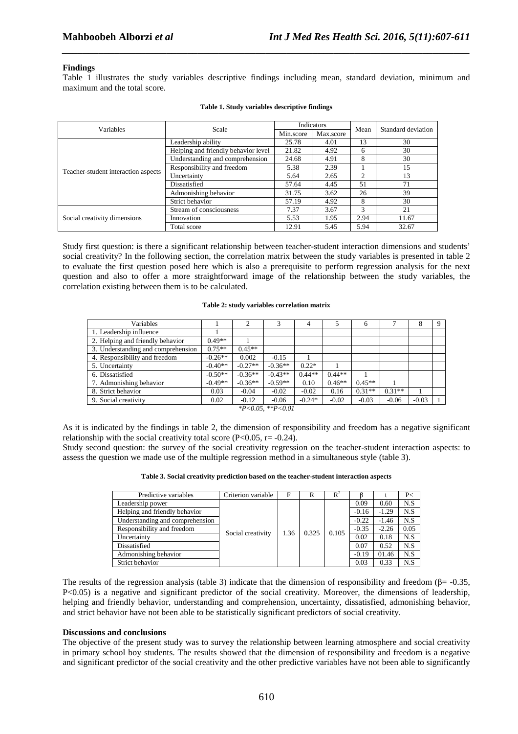**Findings**

Table 1 illustrates the study variables descriptive findings including mean, standard deviation, minimum and maximum and the total score.

**Table 1. Study variables descriptive findings**

| Variables | Scale | Indicators | | Mean | Standard deviation |
|---|---|---|---|---|---|
| | | Min.score | Max.score | | |
| Teacher-student interaction aspects | Leadership ability | 25.78 | 4.01 | 13 | 30 |
| | Helping and friendly behavior level | 21.82 | 4.92 | 6 | 30 |
| | Understanding and comprehension | 24.68 | 4.91 | 8 | 30 |
| | Responsibility and freedom | 5.38 | 2.39 | 1 | 15 |
| | Uncertainty | 5.64 | 2.65 | 2 | 13 |
| | Dissatisfied | 57.64 | 4.45 | 51 | 71 |
| | Admonishing behavior | 31.75 | 3.62 | 26 | 39 |
| | Strict behavior | 57.19 | 4.92 | 8 | 30 |
| Social creativity dimensions | Stream of consciousness | 7.37 | 3.67 | 3 | 21 |
| | Innovation | 5.53 | 1.95 | 2.94 | 11.67 |
| | Total score | 12.91 | 5.45 | 5.94 | 32.67 |

Study first question: is there a significant relationship between teacher-student interaction dimensions and students' social creativity? In the following section, the correlation matrix between the study variables is presented in table 2 to evaluate the first question posed here which is also a prerequisite to perform regression analysis for the next question and also to offer a more straightforward image of the relationship between the study variables, the correlation existing between them is to be calculated.

**Table 2: study variables correlation matrix**

| Variables | 1 | 2 | 3 | 4 | 5 | 6 | 7 | 8 | 9 |
|---|---|---|---|---|---|---|---|---|---|
| 1. Leadership influence | 1 | | | | | | | | |
| 2. Helping and friendly behavior | 0.49** | 1 | | | | | | | |
| 3. Understanding and comprehension | 0.75** | 0.45** | 1 | | | | | | |
| 4. Responsibility and freedom | -0.26** | 0.002 | -0.15 | 1 | | | | | |
| 5. Uncertainty | -0.40** | -0.27** | -0.36** | 0.22* | 1 | | | | |
| 6. Dissatisfied | -0.50** | -0.36** | -0.43** | 0.44** | 0.44** | 1 | | | |
| 7. Admonishing behavior | -0.49** | -0.36** | -0.59** | 0.10 | 0.46** | 0.45** | 1 | | |
| 8. Strict behavior | 0.03 | -0.04 | -0.02 | -0.02 | 0.16 | 0.31** | 0.31** | 1 | |
| 9. Social creativity | 0.02 | -0.12 | -0.06 | -0.24* | -0.02 | -0.03 | -0.06 | -0.03 | 1 |

*P<0.05, **P<0.01

As it is indicated by the findings in table 2, the dimension of responsibility and freedom has a negative significant relationship with the social creativity total score ($P<0.05$, $r= -0.24$).

Study second question: the survey of the social creativity regression on the teacher-student interaction aspects: to assess the question we made use of the multiple regression method in a simultaneous style (table 3).

**Table 3. Social creativity prediction based on the teacher-student interaction aspects**

| Predictive variables | Criterion variable | F | R | $R^2$ | β | t | P< |
|---|---|---|---|---|---|---|---|
| Leadership power | Social creativity | 1.36 | 0.325 | 0.105 | 0.09 | 0.60 | N.S |
| Helping and friendly behavior | | | | | -0.16 | -1.29 | N.S |
| Understanding and comprehension | | | | | -0.22 | -1.46 | N.S |
| Responsibility and freedom | | | | | -0.35 | -2.26 | 0.05 |
| Uncertainty | | | | | 0.02 | 0.18 | N.S |
| Dissatisfied | | | | | 0.07 | 0.52 | N.S |
| Admonishing behavior | | | | | -0.19 | 01.46 | N.S |
| Strict behavior | | | | | 0.03 | 0.33 | N.S |

The results of the regression analysis (table 3) indicate that the dimension of responsibility and freedom ($\beta= -0.35$, $P<0.05$) is a negative and significant predictor of the social creativity. Moreover, the dimensions of leadership, helping and friendly behavior, understanding and comprehension, uncertainty, dissatisfied, admonishing behavior, and strict behavior have not been able to be statistically significant predictors of social creativity.

**Discussions and conclusions**

The objective of the present study was to survey the relationship between learning atmosphere and social creativity in primary school boy students. The results showed that the dimension of responsibility and freedom is a negative and significant predictor of the social creativity and the other predictive variables have not been able to significantly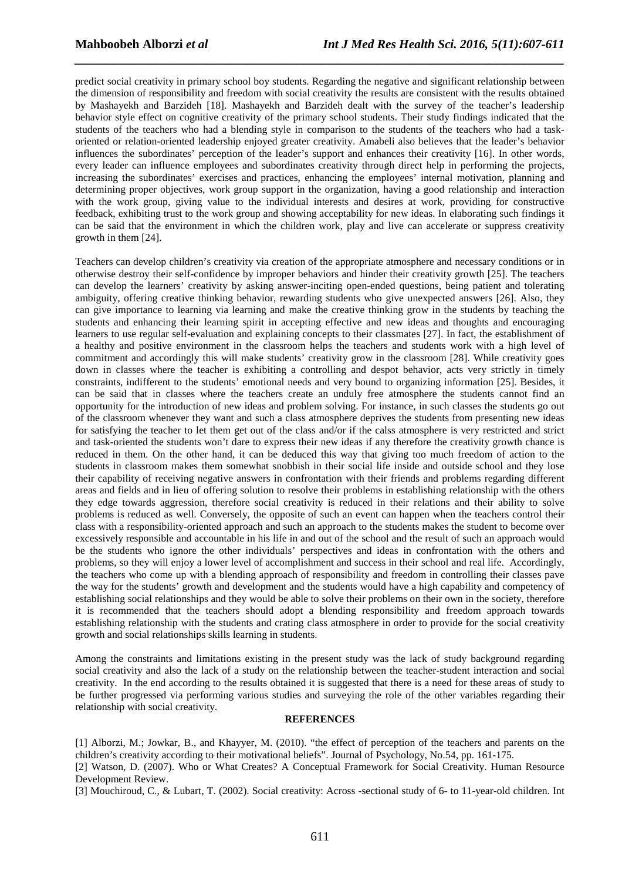predict social creativity in primary school boy students. Regarding the negative and significant relationship between the dimension of responsibility and freedom with social creativity the results are consistent with the results obtained by Mashayekh and Barzideh [18]. Mashayekh and Barzideh dealt with the survey of the teacher's leadership behavior style effect on cognitive creativity of the primary school students. Their study findings indicated that the students of the teachers who had a blending style in comparison to the students of the teachers who had a task-oriented or relation-oriented leadership enjoyed greater creativity. Amabeli also believes that the leader's behavior influences the subordinates' perception of the leader's support and enhances their creativity [16]. In other words, every leader can influence employees and subordinates creativity through direct help in performing the projects, increasing the subordinates' exercises and practices, enhancing the employees' internal motivation, planning and determining proper objectives, work group support in the organization, having a good relationship and interaction with the work group, giving value to the individual interests and desires at work, providing for constructive feedback, exhibiting trust to the work group and showing acceptability for new ideas. In elaborating such findings it can be said that the environment in which the children work, play and live can accelerate or suppress creativity growth in them [24].

Teachers can develop children's creativity via creation of the appropriate atmosphere and necessary conditions or in otherwise destroy their self-confidence by improper behaviors and hinder their creativity growth [25]. The teachers can develop the learners' creativity by asking answer-inciting open-ended questions, being patient and tolerating ambiguity, offering creative thinking behavior, rewarding students who give unexpected answers [26]. Also, they can give importance to learning via learning and make the creative thinking grow in the students by teaching the students and enhancing their learning spirit in accepting effective and new ideas and thoughts and encouraging learners to use regular self-evaluation and explaining concepts to their classmates [27]. In fact, the establishment of a healthy and positive environment in the classroom helps the teachers and students work with a high level of commitment and accordingly this will make students' creativity grow in the classroom [28]. While creativity goes down in classes where the teacher is exhibiting a controlling and despot behavior, acts very strictly in timely constraints, indifferent to the students' emotional needs and very bound to organizing information [25]. Besides, it can be said that in classes where the teachers create an unduly free atmosphere the students cannot find an opportunity for the introduction of new ideas and problem solving. For instance, in such classes the students go out of the classroom whenever they want and such a class atmosphere deprives the students from presenting new ideas for satisfying the teacher to let them get out of the class and/or if the calss atmosphere is very restricted and strict and task-oriented the students won't dare to express their new ideas if any therefore the creativity growth chance is reduced in them. On the other hand, it can be deduced this way that giving too much freedom of action to the students in classroom makes them somewhat snobbish in their social life inside and outside school and they lose their capability of receiving negative answers in confrontation with their friends and problems regarding different areas and fields and in lieu of offering solution to resolve their problems in establishing relationship with the others they edge towards aggression, therefore social creativity is reduced in their relations and their ability to solve problems is reduced as well. Conversely, the opposite of such an event can happen when the teachers control their class with a responsibility-oriented approach and such an approach to the students makes the student to become over excessively responsible and accountable in his life in and out of the school and the result of such an approach would be the students who ignore the other individuals' perspectives and ideas in confrontation with the others and problems, so they will enjoy a lower level of accomplishment and success in their school and real life. Accordingly, the teachers who come up with a blending approach of responsibility and freedom in controlling their classes pave the way for the students' growth and development and the students would have a high capability and competency of establishing social relationships and they would be able to solve their problems on their own in the society, therefore it is recommended that the teachers should adopt a blending responsibility and freedom approach towards establishing relationship with the students and crating class atmosphere in order to provide for the social creativity growth and social relationships skills learning in students.

Among the constraints and limitations existing in the present study was the lack of study background regarding social creativity and also the lack of a study on the relationship between the teacher-student interaction and social creativity. In the end according to the results obtained it is suggested that there is a need for these areas of study to be further progressed via performing various studies and surveying the role of the other variables regarding their relationship with social creativity.

## REFERENCES

[1] Alborzi, M.; Jowkar, B., and Khayyer, M. (2010). "the effect of perception of the teachers and parents on the children's creativity according to their motivational beliefs". Journal of Psychology, No.54, pp. 161-175.

[2] Watson, D. (2007). Who or What Creates? A Conceptual Framework for Social Creativity. Human Resource Development Review.

[3] Mouchiroud, C., & Lubart, T. (2002). Social creativity: Across -sectional study of 6- to 11-year-old children. Int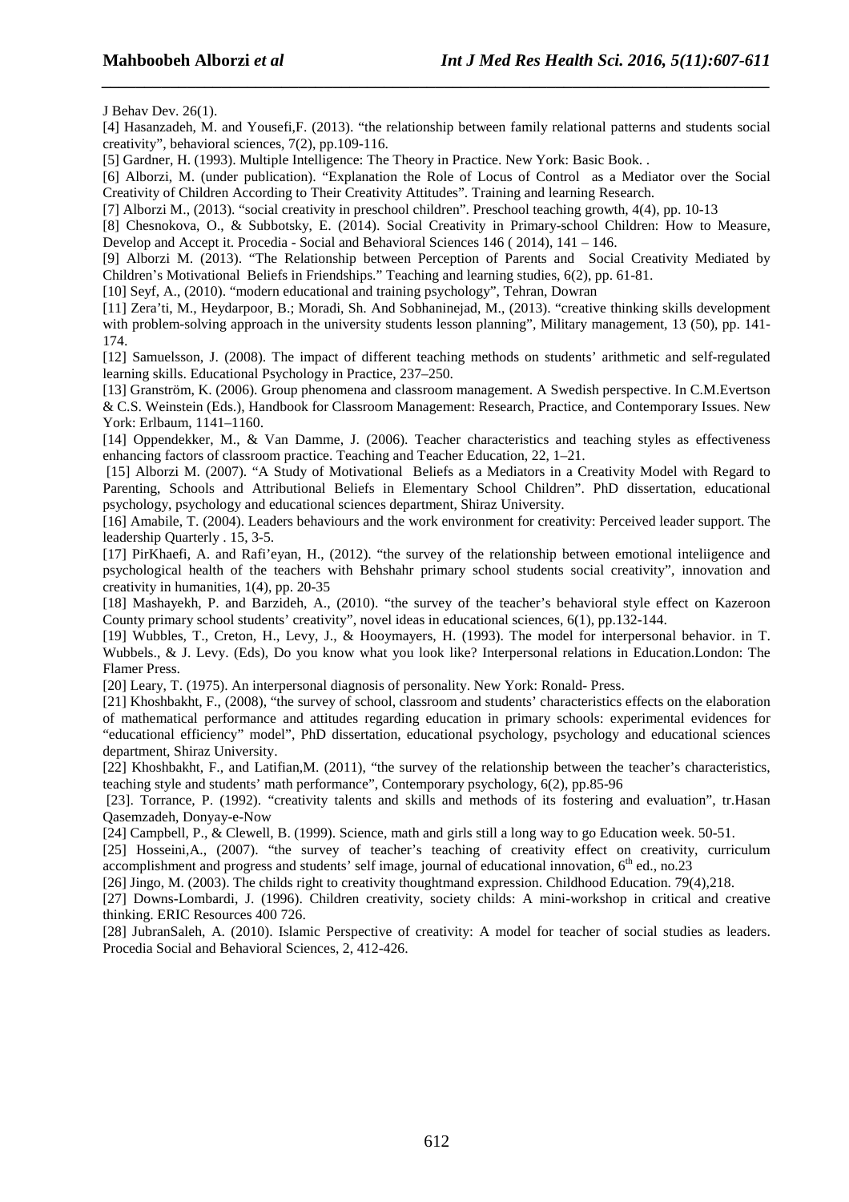J Behav Dev. 26(1).

[4] Hasanzadeh, M. and Yousefi,F. (2013). "the relationship between family relational patterns and students social creativity", behavioral sciences, 7(2), pp.109-116.

[5] Gardner, H. (1993). Multiple Intelligence: The Theory in Practice. New York: Basic Book. .

[6] Alborzi, M. (under publication). "Explanation the Role of Locus of Control as a Mediator over the Social Creativity of Children According to Their Creativity Attitudes". Training and learning Research.

[7] Alborzi M., (2013). "social creativity in preschool children". Preschool teaching growth, 4(4), pp. 10-13

[8] Chesnokova, O., & Subbotsky, E. (2014). Social Creativity in Primary-school Children: How to Measure, Develop and Accept it. Procedia - Social and Behavioral Sciences 146 ( 2014), 141 – 146.

[9] Alborzi M. (2013). "The Relationship between Perception of Parents and Social Creativity Mediated by Children's Motivational Beliefs in Friendships." Teaching and learning studies, 6(2), pp. 61-81.

[10] Seyf, A., (2010). "modern educational and training psychology", Tehran, Dowran

[11] Zera'ti, M., Heydarpoor, B.; Moradi, Sh. And Sobhaninejad, M., (2013). "creative thinking skills development with problem-solving approach in the university students lesson planning", Military management, 13 (50), pp. 141-174.

[12] Samuelsson, J. (2008). The impact of different teaching methods on students' arithmetic and self-regulated learning skills. Educational Psychology in Practice, 237–250.

[13] Granström, K. (2006). Group phenomena and classroom management. A Swedish perspective. In C.M.Evertson & C.S. Weinstein (Eds.), Handbook for Classroom Management: Research, Practice, and Contemporary Issues. New York: Erlbaum, 1141–1160.

[14] Oppendekker, M., & Van Damme, J. (2006). Teacher characteristics and teaching styles as effectiveness enhancing factors of classroom practice. Teaching and Teacher Education, 22, 1–21.

[15] Alborzi M. (2007). "A Study of Motivational Beliefs as a Mediators in a Creativity Model with Regard to Parenting, Schools and Attributional Beliefs in Elementary School Children". PhD dissertation, educational psychology, psychology and educational sciences department, Shiraz University.

[16] Amabile, T. (2004). Leaders behaviours and the work environment for creativity: Perceived leader support. The leadership Quarterly . 15, 3-5.

[17] PirKhaefi, A. and Rafi'eyan, H., (2012). "the survey of the relationship between emotional inteliigence and psychological health of the teachers with Behshahr primary school students social creativity", innovation and creativity in humanities, 1(4), pp. 20-35

[18] Mashayekh, P. and Barzideh, A., (2010). "the survey of the teacher's behavioral style effect on Kazeroon County primary school students' creativity", novel ideas in educational sciences, 6(1), pp.132-144.

[19] Wubbles, T., Creton, H., Levy, J., & Hooymayers, H. (1993). The model for interpersonal behavior. in T. Wubbels., & J. Levy. (Eds), Do you know what you look like? Interpersonal relations in Education.London: The Flamer Press.

[20] Leary, T. (1975). An interpersonal diagnosis of personality. New York: Ronald- Press.

[21] Khoshbakht, F., (2008), "the survey of school, classroom and students' characteristics effects on the elaboration of mathematical performance and attitudes regarding education in primary schools: experimental evidences for "educational efficiency" model", PhD dissertation, educational psychology, psychology and educational sciences department, Shiraz University.

[22] Khoshbakht, F., and Latifian,M. (2011), "the survey of the relationship between the teacher's characteristics, teaching style and students' math performance", Contemporary psychology, 6(2), pp.85-96

[23]. Torrance, P. (1992). "creativity talents and skills and methods of its fostering and evaluation", tr.Hasan Qasemzadeh, Donyay-e-Now

[24] Campbell, P., & Clewell, B. (1999). Science, math and girls still a long way to go Education week. 50-51.

[25] Hosseini,A., (2007). "the survey of teacher's teaching of creativity effect on creativity, curriculum accomplishment and progress and students' self image, journal of educational innovation, 6th ed., no.23

[26] Jingo, M. (2003). The childs right to creativity thoughtmand expression. Childhood Education. 79(4),218.

[27] Downs-Lombardi, J. (1996). Children creativity, society childs: A mini-workshop in critical and creative thinking. ERIC Resources 400 726.

[28] JubranSaleh, A. (2010). Islamic Perspective of creativity: A model for teacher of social studies as leaders. Procedia Social and Behavioral Sciences, 2, 412-426.